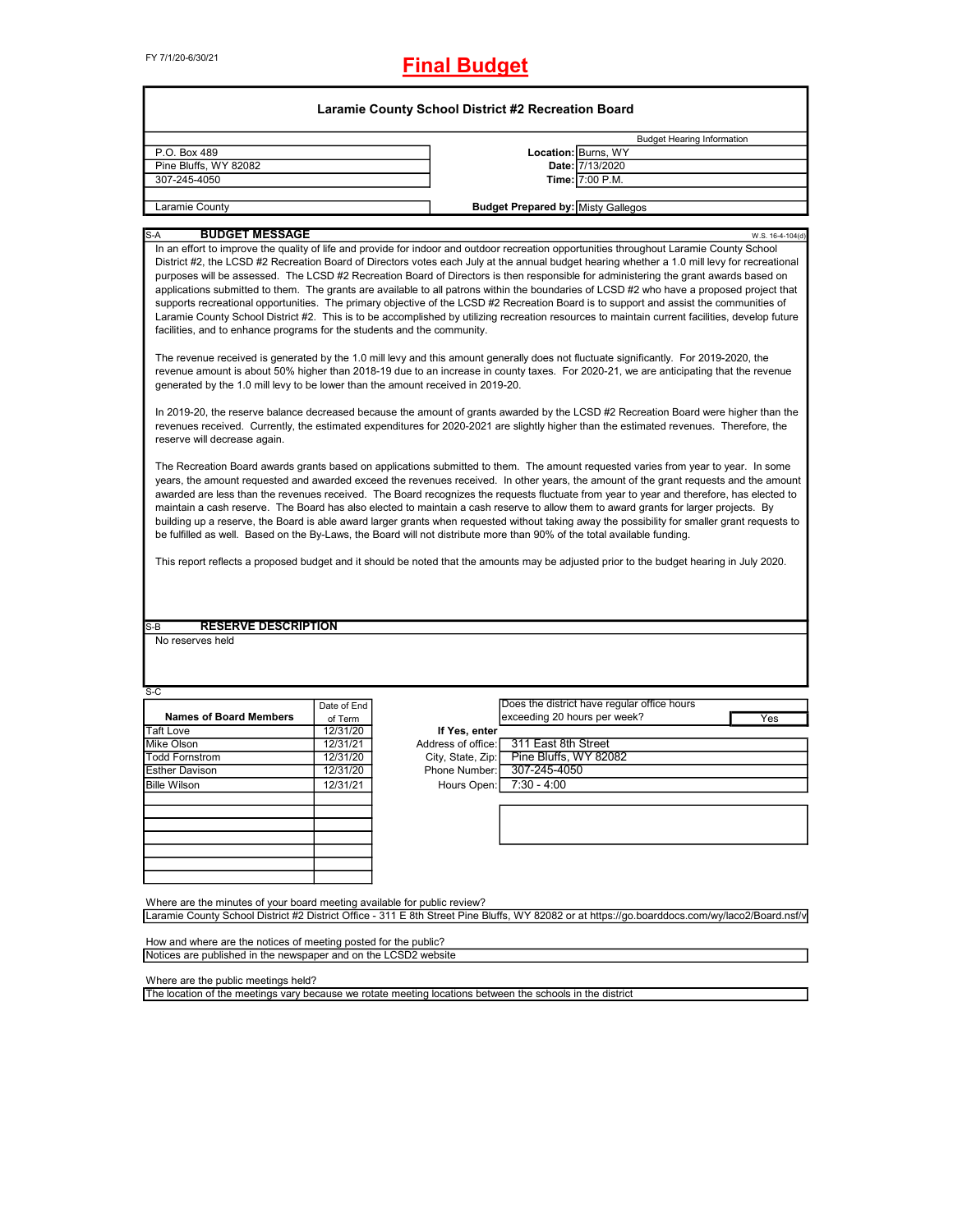FY 7/1/20-6/30/21

# Final Budget

## Laramie County School District #2 Recreation Board

| | | |
|---|---|---|
| | | Budget Hearing Information |
| P.O. Box 489 | **Location:** | Burns, WY |
| Pine Bluffs, WY 82082 | **Date:** | 7/13/2020 |
| 307-245-4050 | **Time:** | 7:00 P.M. |
| Laramie County | **Budget Prepared by:** | Misty Gallegos |

S-A **BUDGET MESSAGE** W.S. 16-4-104(d)

In an effort to improve the quality of life and provide for indoor and outdoor recreation opportunities throughout Laramie County School District #2, the LCSD #2 Recreation Board of Directors votes each July at the annual budget hearing whether a 1.0 mill levy for recreational purposes will be assessed. The LCSD #2 Recreation Board of Directors is then responsible for administering the grant awards based on applications submitted to them. The grants are available to all patrons within the boundaries of LCSD #2 who have a proposed project that supports recreational opportunities. The primary objective of the LCSD #2 Recreation Board is to support and assist the communities of Laramie County School District #2. This is to be accomplished by utilizing recreation resources to maintain current facilities, develop future facilities, and to enhance programs for the students and the community.

The revenue received is generated by the 1.0 mill levy and this amount generally does not fluctuate significantly. For 2019-2020, the revenue amount is about 50% higher than 2018-19 due to an increase in county taxes. For 2020-21, we are anticipating that the revenue generated by the 1.0 mill levy to be lower than the amount received in 2019-20.

In 2019-20, the reserve balance decreased because the amount of grants awarded by the LCSD #2 Recreation Board were higher than the revenues received. Currently, the estimated expenditures for 2020-2021 are slightly higher than the estimated revenues. Therefore, the reserve will decrease again.

The Recreation Board awards grants based on applications submitted to them. The amount requested varies from year to year. In some years, the amount requested and awarded exceed the revenues received. In other years, the amount of the grant requests and the amount awarded are less than the revenues received. The Board recognizes the requests fluctuate from year to year and therefore, has elected to maintain a cash reserve. The Board has also elected to maintain a cash reserve to allow them to award grants for larger projects. By building up a reserve, the Board is able award larger grants when requested without taking away the possibility for smaller grant requests to be fulfilled as well. Based on the By-Laws, the Board will not distribute more than 90% of the total available funding.

This report reflects a proposed budget and it should be noted that the amounts may be adjusted prior to the budget hearing in July 2020.

S-B **RESERVE DESCRIPTION**

No reserves held

S-C

| Names of Board Members | Date of End of Term |
|---|---|
| Taft Love | 12/31/20 |
| Mike Olson | 12/31/21 |
| Todd Fornstrom | 12/31/20 |
| Esther Davison | 12/31/20 |
| Bille Wilson | 12/31/21 |

Does the district have regular office hours exceeding 20 hours per week? Yes

**If Yes, enter**

| | |
|---|---|
| Address of office: | 311 East 8th Street |
| City, State, Zip: | Pine Bluffs, WY 82082 |
| Phone Number: | 307-245-4050 |
| Hours Open: | 7:30 - 4:00 |

Where are the minutes of your board meeting available for public review?

Laramie County School District #2 District Office - 311 E 8th Street Pine Bluffs, WY 82082 or at https://go.boarddocs.com/wy/laco2/Board.nsf/v

How and where are the notices of meeting posted for the public?

Notices are published in the newspaper and on the LCSD2 website

Where are the public meetings held?

The location of the meetings vary because we rotate meeting locations between the schools in the district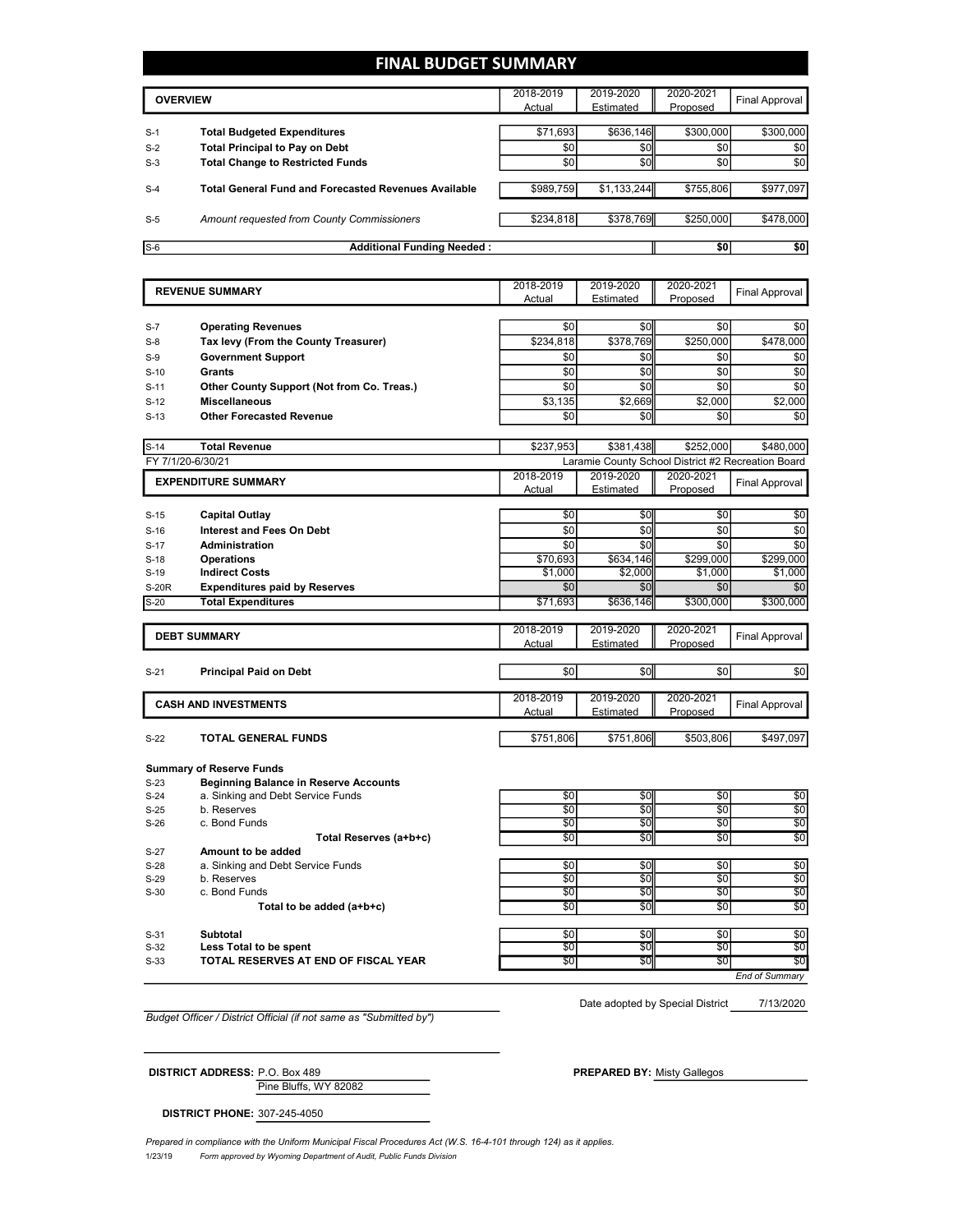# FINAL BUDGET SUMMARY

| | OVERVIEW | 2018-2019 Actual | 2019-2020 Estimated | 2020-2021 Proposed | Final Approval |
|---|---|---|---|---|---|
| S-1 | **Total Budgeted Expenditures** | $71,693 | $636,146 | $300,000 | $300,000 |
| S-2 | **Total Principal to Pay on Debt** | $0 | $0 | $0 | $0 |
| S-3 | **Total Change to Restricted Funds** | $0 | $0 | $0 | $0 |
| S-4 | **Total General Fund and Forecasted Revenues Available** | $989,759 | $1,133,244 | $755,806 | $977,097 |
| S-5 | *Amount requested from County Commissioners* | $234,818 | $378,769 | $250,000 | $478,000 |
| S-6 | **Additional Funding Needed :** | | | **$0** | **$0** |

| | REVENUE SUMMARY | 2018-2019 Actual | 2019-2020 Estimated | 2020-2021 Proposed | Final Approval |
|---|---|---|---|---|---|
| S-7 | **Operating Revenues** | $0 | $0 | $0 | $0 |
| S-8 | **Tax levy (From the County Treasurer)** | $234,818 | $378,769 | $250,000 | $478,000 |
| S-9 | **Government Support** | $0 | $0 | $0 | $0 |
| S-10 | **Grants** | $0 | $0 | $0 | $0 |
| S-11 | **Other County Support (Not from Co. Treas.)** | $0 | $0 | $0 | $0 |
| S-12 | **Miscellaneous** | $3,135 | $2,669 | $2,000 | $2,000 |
| S-13 | **Other Forecasted Revenue** | $0 | $0 | $0 | $0 |
| S-14 | **Total Revenue** | $237,953 | $381,438 | $252,000 | $480,000 |

FY 7/1/20-6/30/21 — Laramie County School District #2 Recreation Board

| | EXPENDITURE SUMMARY | 2018-2019 Actual | 2019-2020 Estimated | 2020-2021 Proposed | Final Approval |
|---|---|---|---|---|---|
| S-15 | **Capital Outlay** | $0 | $0 | $0 | $0 |
| S-16 | **Interest and Fees On Debt** | $0 | $0 | $0 | $0 |
| S-17 | **Administration** | $0 | $0 | $0 | $0 |
| S-18 | **Operations** | $70,693 | $634,146 | $299,000 | $299,000 |
| S-19 | **Indirect Costs** | $1,000 | $2,000 | $1,000 | $1,000 |
| S-20R | **Expenditures paid by Reserves** | $0 | $0 | $0 | $0 |
| S-20 | **Total Expenditures** | $71,693 | $636,146 | $300,000 | $300,000 |

| | DEBT SUMMARY | 2018-2019 Actual | 2019-2020 Estimated | 2020-2021 Proposed | Final Approval |
|---|---|---|---|---|---|
| S-21 | **Principal Paid on Debt** | $0 | $0 | $0 | $0 |

| | CASH AND INVESTMENTS | 2018-2019 Actual | 2019-2020 Estimated | 2020-2021 Proposed | Final Approval |
|---|---|---|---|---|---|
| S-22 | **TOTAL GENERAL FUNDS** | $751,806 | $751,806 | $503,806 | $497,097 |
| | **Summary of Reserve Funds** | | | | |
| S-23 | **Beginning Balance in Reserve Accounts** | | | | |
| S-24 | a. Sinking and Debt Service Funds | $0 | $0 | $0 | $0 |
| S-25 | b. Reserves | $0 | $0 | $0 | $0 |
| S-26 | c. Bond Funds | $0 | $0 | $0 | $0 |
| | **Total Reserves (a+b+c)** | $0 | $0 | $0 | $0 |
| S-27 | **Amount to be added** | | | | |
| S-28 | a. Sinking and Debt Service Funds | $0 | $0 | $0 | $0 |
| S-29 | b. Reserves | $0 | $0 | $0 | $0 |
| S-30 | c. Bond Funds | $0 | $0 | $0 | $0 |
| | **Total to be added (a+b+c)** | $0 | $0 | $0 | $0 |
| S-31 | **Subtotal** | $0 | $0 | $0 | $0 |
| S-32 | **Less Total to be spent** | $0 | $0 | $0 | $0 |
| S-33 | **TOTAL RESERVES AT END OF FISCAL YEAR** | $0 | $0 | $0 | $0 |

*End of Summary*

Date adopted by Special District: 7/13/2020

*Budget Officer / District Official (if not same as "Submitted by")*

**DISTRICT ADDRESS:** P.O. Box 489
Pine Bluffs, WY 82082

**PREPARED BY:** Misty Gallegos

**DISTRICT PHONE:** 307-245-4050

*Prepared in compliance with the Uniform Municipal Fiscal Procedures Act (W.S. 16-4-101 through 124) as it applies.*

1/23/19 *Form approved by Wyoming Department of Audit, Public Funds Division*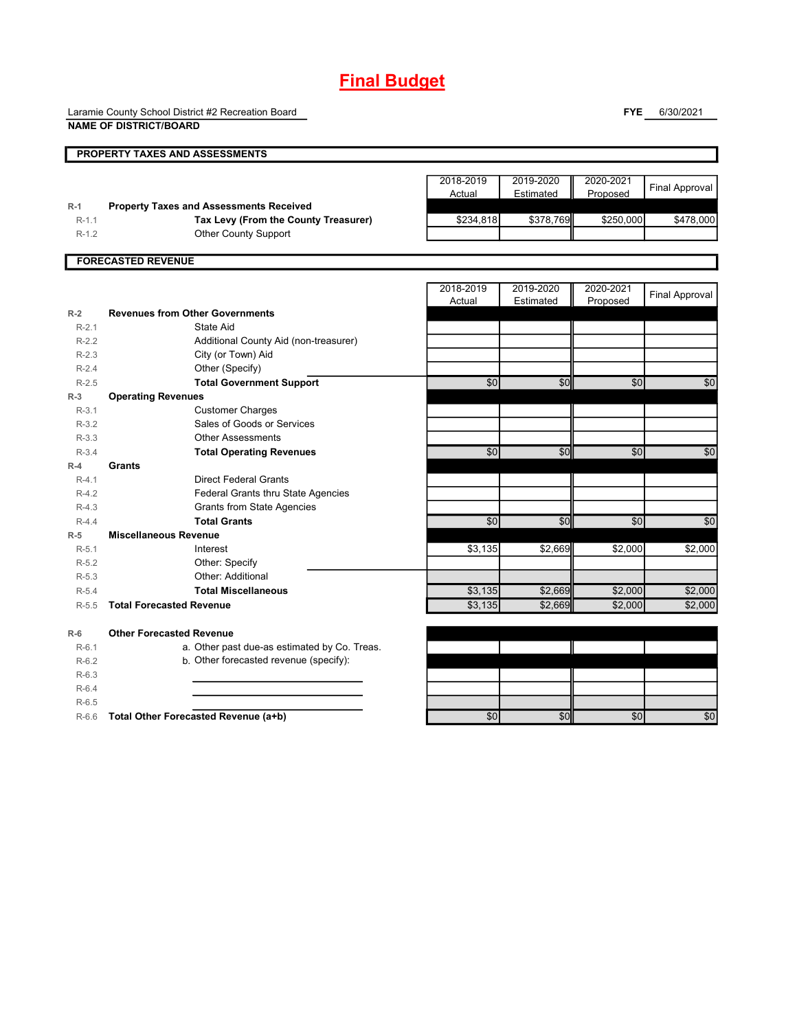# Final Budget

Laramie County School District #2 Recreation Board
**NAME OF DISTRICT/BOARD**

**FYE** 6/30/2021

## PROPERTY TAXES AND ASSESSMENTS

| | | 2018-2019 Actual | 2019-2020 Estimated | 2020-2021 Proposed | Final Approval |
|---|---|---|---|---|---|
| R-1 | **Property Taxes and Assessments Received** | | | | |
| R-1.1 | **Tax Levy (From the County Treasurer)** | $234,818 | $378,769 | $250,000 | $478,000 |
| R-1.2 | Other County Support | | | | |

## FORECASTED REVENUE

| | | 2018-2019 Actual | 2019-2020 Estimated | 2020-2021 Proposed | Final Approval |
|---|---|---|---|---|---|
| R-2 | **Revenues from Other Governments** | | | | |
| R-2.1 | State Aid | | | | |
| R-2.2 | Additional County Aid (non-treasurer) | | | | |
| R-2.3 | City (or Town) Aid | | | | |
| R-2.4 | Other (Specify) | | | | |
| R-2.5 | **Total Government Support** | $0 | $0 | $0 | $0 |
| R-3 | **Operating Revenues** | | | | |
| R-3.1 | Customer Charges | | | | |
| R-3.2 | Sales of Goods or Services | | | | |
| R-3.3 | Other Assessments | | | | |
| R-3.4 | **Total Operating Revenues** | $0 | $0 | $0 | $0 |
| R-4 | **Grants** | | | | |
| R-4.1 | Direct Federal Grants | | | | |
| R-4.2 | Federal Grants thru State Agencies | | | | |
| R-4.3 | Grants from State Agencies | | | | |
| R-4.4 | **Total Grants** | $0 | $0 | $0 | $0 |
| R-5 | **Miscellaneous Revenue** | | | | |
| R-5.1 | Interest | $3,135 | $2,669 | $2,000 | $2,000 |
| R-5.2 | Other: Specify | | | | |
| R-5.3 | Other: Additional | | | | |
| R-5.4 | **Total Miscellaneous** | $3,135 | $2,669 | $2,000 | $2,000 |
| R-5.5 | **Total Forecasted Revenue** | $3,135 | $2,669 | $2,000 | $2,000 |
| | | | | | |
| R-6 | **Other Forecasted Revenue** | | | | |
| R-6.1 | a. Other past due-as estimated by Co. Treas. | | | | |
| R-6.2 | b. Other forecasted revenue (specify): | | | | |
| R-6.3 | | | | | |
| R-6.4 | | | | | |
| R-6.5 | | | | | |
| R-6.6 | **Total Other Forecasted Revenue (a+b)** | $0 | $0 | $0 | $0 |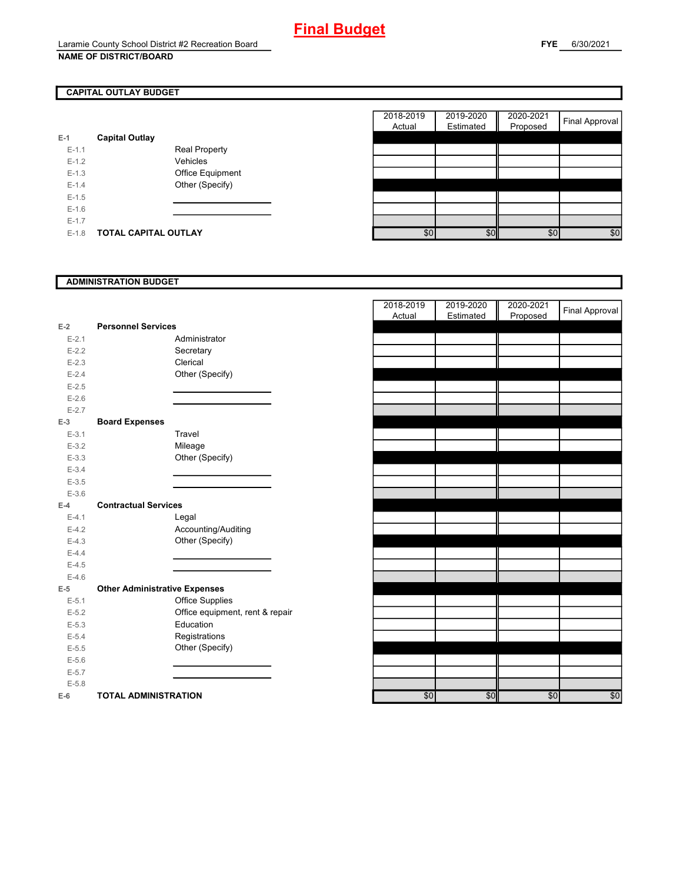# Final Budget

Laramie County School District #2 Recreation Board
**NAME OF DISTRICT/BOARD**

**FYE** 6/30/2021

## CAPITAL OUTLAY BUDGET

| | | | 2018-2019 Actual | 2019-2020 Estimated | 2020-2021 Proposed | Final Approval |
|---|---|---|---|---|---|---|
| E-1 | **Capital Outlay** | | | | | |
| E-1.1 | | Real Property | | | | |
| E-1.2 | | Vehicles | | | | |
| E-1.3 | | Office Equipment | | | | |
| E-1.4 | | Other (Specify) | | | | |
| E-1.5 | | | | | | |
| E-1.6 | | | | | | |
| E-1.7 | | | | | | |
| E-1.8 | **TOTAL CAPITAL OUTLAY** | | $0 | $0 | $0 | $0 |

## ADMINISTRATION BUDGET

| | | | 2018-2019 Actual | 2019-2020 Estimated | 2020-2021 Proposed | Final Approval |
|---|---|---|---|---|---|---|
| E-2 | **Personnel Services** | | | | | |
| E-2.1 | | Administrator | | | | |
| E-2.2 | | Secretary | | | | |
| E-2.3 | | Clerical | | | | |
| E-2.4 | | Other (Specify) | | | | |
| E-2.5 | | | | | | |
| E-2.6 | | | | | | |
| E-2.7 | | | | | | |
| E-3 | **Board Expenses** | | | | | |
| E-3.1 | | Travel | | | | |
| E-3.2 | | Mileage | | | | |
| E-3.3 | | Other (Specify) | | | | |
| E-3.4 | | | | | | |
| E-3.5 | | | | | | |
| E-3.6 | | | | | | |
| E-4 | **Contractual Services** | | | | | |
| E-4.1 | | Legal | | | | |
| E-4.2 | | Accounting/Auditing | | | | |
| E-4.3 | | Other (Specify) | | | | |
| E-4.4 | | | | | | |
| E-4.5 | | | | | | |
| E-4.6 | | | | | | |
| E-5 | **Other Administrative Expenses** | | | | | |
| E-5.1 | | Office Supplies | | | | |
| E-5.2 | | Office equipment, rent & repair | | | | |
| E-5.3 | | Education | | | | |
| E-5.4 | | Registrations | | | | |
| E-5.5 | | Other (Specify) | | | | |
| E-5.6 | | | | | | |
| E-5.7 | | | | | | |
| E-5.8 | | | | | | |
| E-6 | **TOTAL ADMINISTRATION** | | $0 | $0 | $0 | $0 |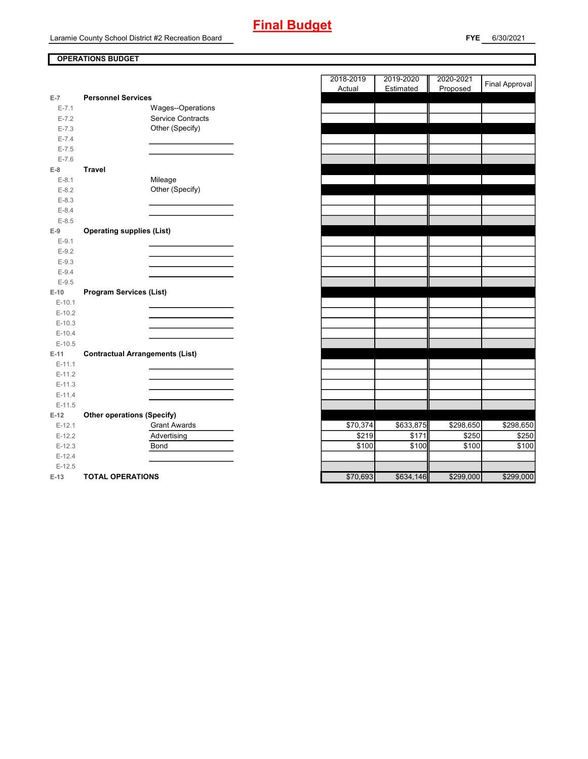# Final Budget

Laramie County School District #2 Recreation Board

**FYE** 6/30/2021

## OPERATIONS BUDGET

| | | | 2018-2019 Actual | 2019-2020 Estimated | 2020-2021 Proposed | Final Approval |
|---|---|---|---|---|---|---|
| **E-7** | **Personnel Services** | | | | | |
| E-7.1 | | Wages--Operations | | | | |
| E-7.2 | | Service Contracts | | | | |
| E-7.3 | | Other (Specify) | | | | |
| E-7.4 | | | | | | |
| E-7.5 | | | | | | |
| E-7.6 | | | | | | |
| **E-8** | **Travel** | | | | | |
| E-8.1 | | Mileage | | | | |
| E-8.2 | | Other (Specify) | | | | |
| E-8.3 | | | | | | |
| E-8.4 | | | | | | |
| E-8.5 | | | | | | |
| **E-9** | **Operating supplies (List)** | | | | | |
| E-9.1 | | | | | | |
| E-9.2 | | | | | | |
| E-9.3 | | | | | | |
| E-9.4 | | | | | | |
| E-9.5 | | | | | | |
| **E-10** | **Program Services (List)** | | | | | |
| E-10.1 | | | | | | |
| E-10.2 | | | | | | |
| E-10.3 | | | | | | |
| E-10.4 | | | | | | |
| E-10.5 | | | | | | |
| **E-11** | **Contractual Arrangements (List)** | | | | | |
| E-11.1 | | | | | | |
| E-11.2 | | | | | | |
| E-11.3 | | | | | | |
| E-11.4 | | | | | | |
| E-11.5 | | | | | | |
| **E-12** | **Other operations (Specify)** | | | | | |
| E-12.1 | | Grant Awards | $70,374 | $633,875 | $298,650 | $298,650 |
| E-12.2 | | Advertising | $219 | $171 | $250 | $250 |
| E-12.3 | | Bond | $100 | $100 | $100 | $100 |
| E-12.4 | | | | | | |
| E-12.5 | | | | | | |
| **E-13** | **TOTAL OPERATIONS** | | $70,693 | $634,146 | $299,000 | $299,000 |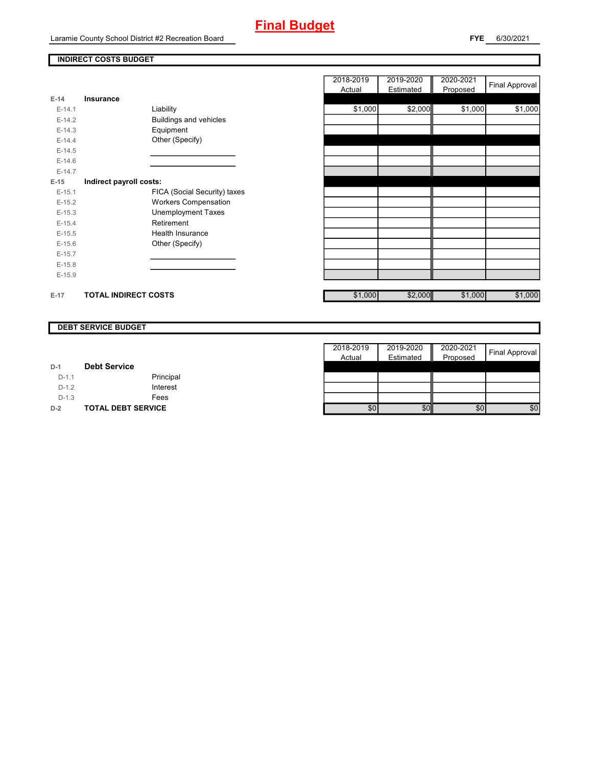# Final Budget

Laramie County School District #2 Recreation Board

**FYE** 6/30/2021

## INDIRECT COSTS BUDGET

| | | | 2018-2019 Actual | 2019-2020 Estimated | 2020-2021 Proposed | Final Approval |
|---|---|---|---|---|---|---|
| **E-14** | **Insurance** | | | | | |
| E-14.1 | | Liability | $1,000 | $2,000 | $1,000 | $1,000 |
| E-14.2 | | Buildings and vehicles | | | | |
| E-14.3 | | Equipment | | | | |
| E-14.4 | | Other (Specify) | | | | |
| E-14.5 | | | | | | |
| E-14.6 | | | | | | |
| E-14.7 | | | | | | |
| **E-15** | **Indirect payroll costs:** | | | | | |
| E-15.1 | | FICA (Social Security) taxes | | | | |
| E-15.2 | | Workers Compensation | | | | |
| E-15.3 | | Unemployment Taxes | | | | |
| E-15.4 | | Retirement | | | | |
| E-15.5 | | Health Insurance | | | | |
| E-15.6 | | Other (Specify) | | | | |
| E-15.7 | | | | | | |
| E-15.8 | | | | | | |
| E-15.9 | | | | | | |
| **E-17** | **TOTAL INDIRECT COSTS** | | $1,000 | $2,000 | $1,000 | $1,000 |

## DEBT SERVICE BUDGET

| | | | 2018-2019 Actual | 2019-2020 Estimated | 2020-2021 Proposed | Final Approval |
|---|---|---|---|---|---|---|
| **D-1** | **Debt Service** | | | | | |
| D-1.1 | | Principal | | | | |
| D-1.2 | | Interest | | | | |
| D-1.3 | | Fees | | | | |
| **D-2** | **TOTAL DEBT SERVICE** | | $0 | $0 | $0 | $0 |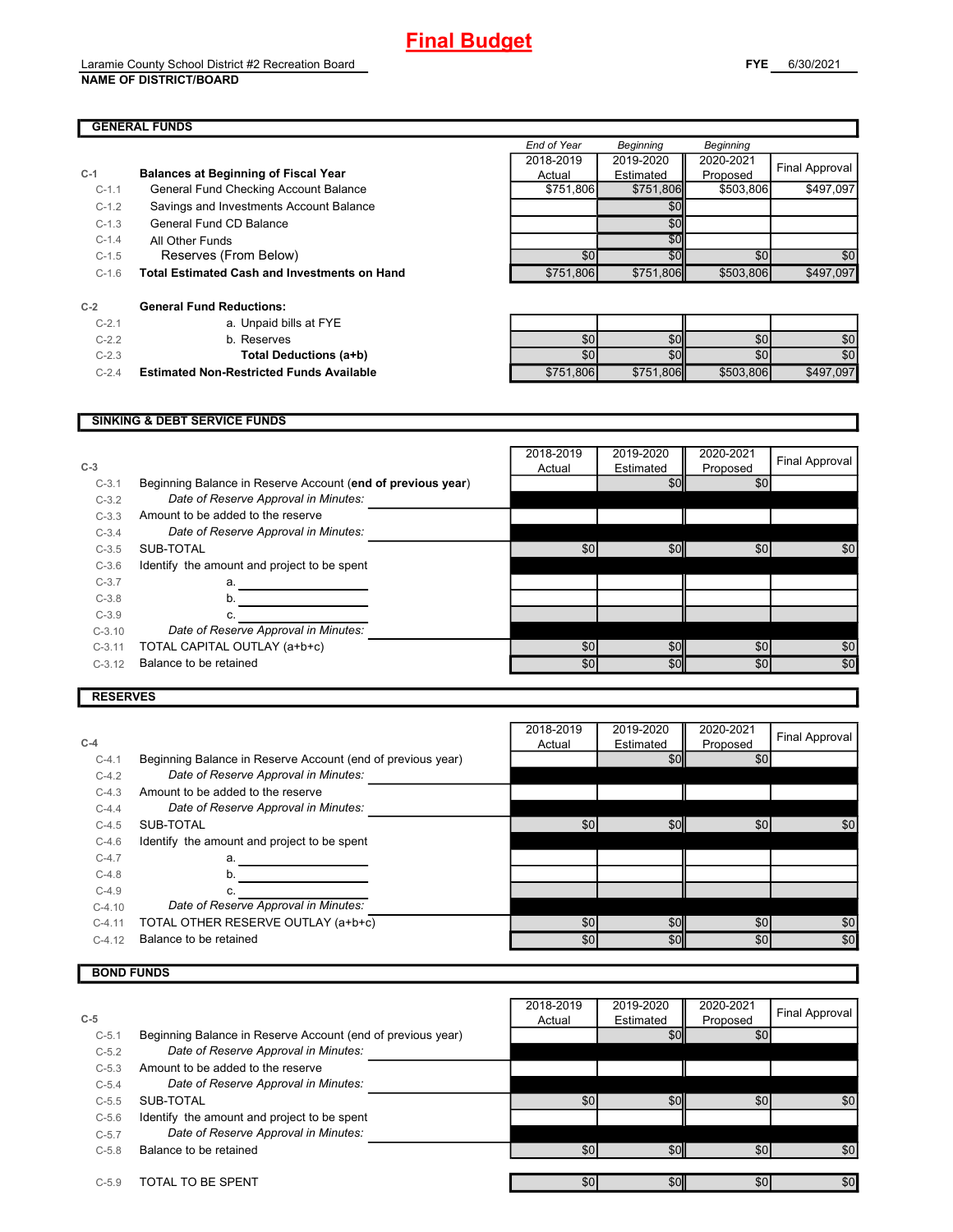# Final Budget

Laramie County School District #2 Recreation Board
**NAME OF DISTRICT/BOARD**

**FYE** 6/30/2021

## GENERAL FUNDS

| | | | End of Year 2018-2019 Actual | Beginning 2019-2020 Estimated | Beginning 2020-2021 Proposed | Final Approval |
|---|---|---|---|---|---|---|
| C-1 | **Balances at Beginning of Fiscal Year** | | | | | |
| C-1.1 | General Fund Checking Account Balance | | $751,806 | $751,806 | $503,806 | $497,097 |
| C-1.2 | Savings and Investments Account Balance | | | $0 | | |
| C-1.3 | General Fund CD Balance | | | $0 | | |
| C-1.4 | All Other Funds | | | $0 | | |
| C-1.5 | Reserves (From Below) | | $0 | $0 | $0 | $0 |
| C-1.6 | **Total Estimated Cash and Investments on Hand** | | $751,806 | $751,806 | $503,806 | $497,097 |
| C-2 | **General Fund Reductions:** | | | | | |
| C-2.1 | a. Unpaid bills at FYE | | | | | |
| C-2.2 | b. Reserves | | $0 | $0 | $0 | $0 |
| C-2.3 | **Total Deductions (a+b)** | | $0 | $0 | $0 | $0 |
| C-2.4 | **Estimated Non-Restricted Funds Available** | | $751,806 | $751,806 | $503,806 | $497,097 |

## SINKING & DEBT SERVICE FUNDS

| C-3 | | 2018-2019 Actual | 2019-2020 Estimated | 2020-2021 Proposed | Final Approval |
|---|---|---|---|---|---|
| C-3.1 | Beginning Balance in Reserve Account (**end of previous year**) | | $0 | $0 | |
| C-3.2 | *Date of Reserve Approval in Minutes:* | | | | |
| C-3.3 | Amount to be added to the reserve | | | | |
| C-3.4 | *Date of Reserve Approval in Minutes:* | | | | |
| C-3.5 | SUB-TOTAL | $0 | $0 | $0 | $0 |
| C-3.6 | Identify the amount and project to be spent | | | | |
| C-3.7 | a. | | | | |
| C-3.8 | b. | | | | |
| C-3.9 | c. | | | | |
| C-3.10 | *Date of Reserve Approval in Minutes:* | | | | |
| C-3.11 | TOTAL CAPITAL OUTLAY (a+b+c) | $0 | $0 | $0 | $0 |
| C-3.12 | Balance to be retained | $0 | $0 | $0 | $0 |

## RESERVES

| C-4 | | 2018-2019 Actual | 2019-2020 Estimated | 2020-2021 Proposed | Final Approval |
|---|---|---|---|---|---|
| C-4.1 | Beginning Balance in Reserve Account (end of previous year) | | $0 | $0 | |
| C-4.2 | *Date of Reserve Approval in Minutes:* | | | | |
| C-4.3 | Amount to be added to the reserve | | | | |
| C-4.4 | *Date of Reserve Approval in Minutes:* | | | | |
| C-4.5 | SUB-TOTAL | $0 | $0 | $0 | $0 |
| C-4.6 | Identify the amount and project to be spent | | | | |
| C-4.7 | a. | | | | |
| C-4.8 | b. | | | | |
| C-4.9 | c. | | | | |
| C-4.10 | *Date of Reserve Approval in Minutes:* | | | | |
| C-4.11 | TOTAL OTHER RESERVE OUTLAY (a+b+c) | $0 | $0 | $0 | $0 |
| C-4.12 | Balance to be retained | $0 | $0 | $0 | $0 |

## BOND FUNDS

| C-5 | | 2018-2019 Actual | 2019-2020 Estimated | 2020-2021 Proposed | Final Approval |
|---|---|---|---|---|---|
| C-5.1 | Beginning Balance in Reserve Account (end of previous year) | | $0 | $0 | |
| C-5.2 | *Date of Reserve Approval in Minutes:* | | | | |
| C-5.3 | Amount to be added to the reserve | | | | |
| C-5.4 | *Date of Reserve Approval in Minutes:* | | | | |
| C-5.5 | SUB-TOTAL | $0 | $0 | $0 | $0 |
| C-5.6 | Identify the amount and project to be spent | | | | |
| C-5.7 | *Date of Reserve Approval in Minutes:* | | | | |
| C-5.8 | Balance to be retained | $0 | $0 | $0 | $0 |
| C-5.9 | TOTAL TO BE SPENT | $0 | $0 | $0 | $0 |